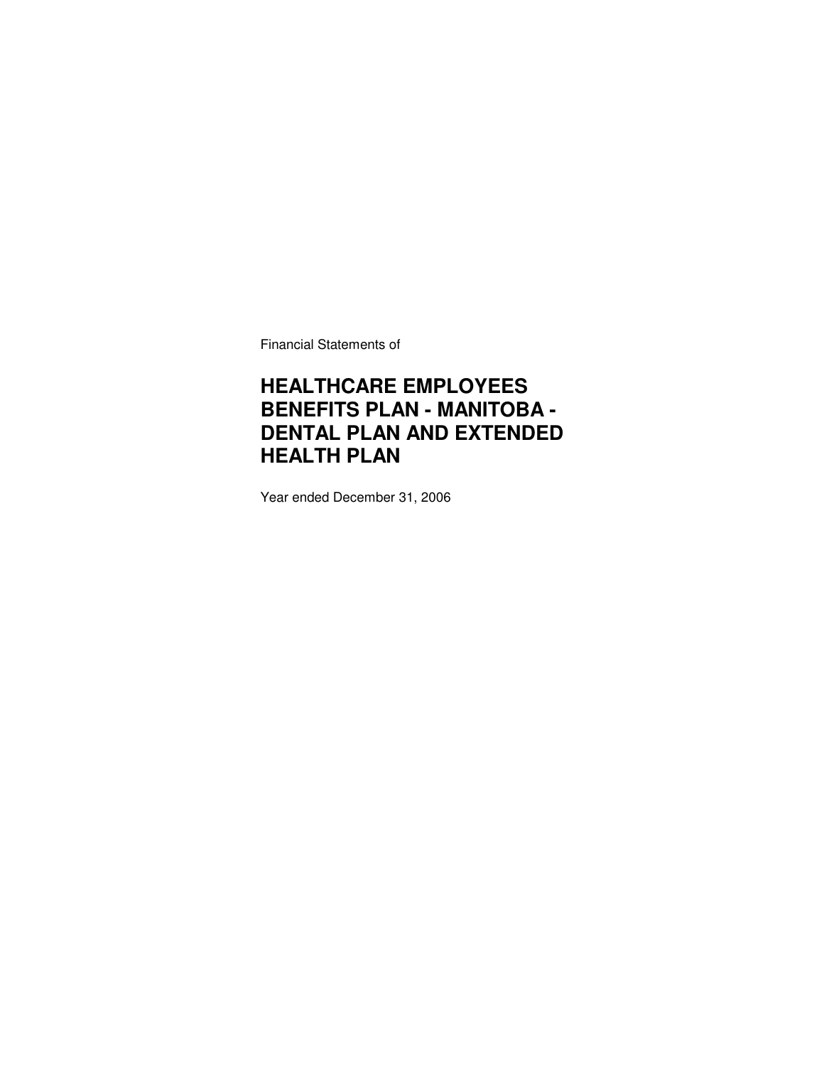Financial Statements of

# HEALTHCARE EMPLOYEES BENEFITS PLAN - MANITOBA - DENTAL PLAN AND EXTENDED HEALTH PLAN

Year ended December 31, 2006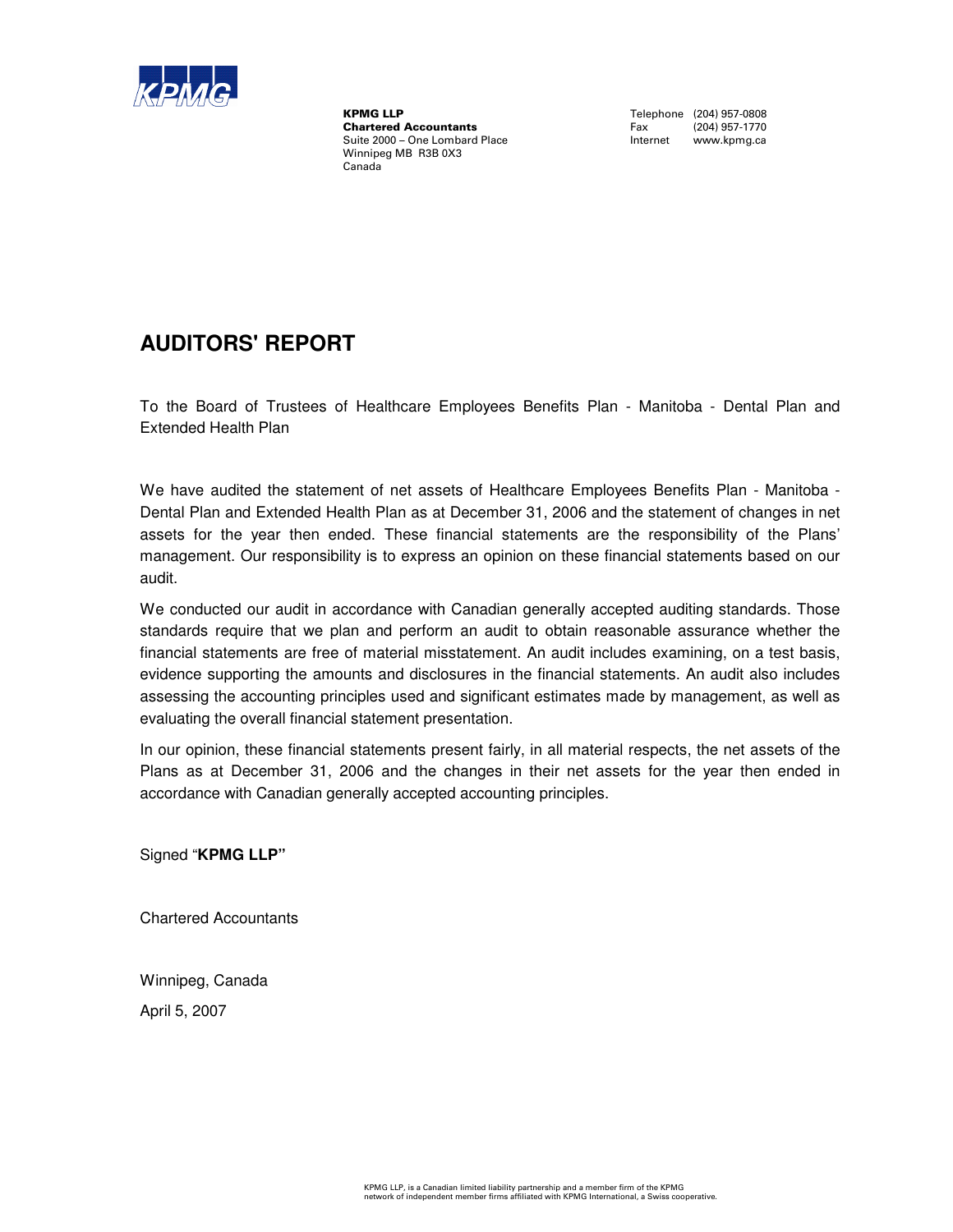**KPMG LLP**
**Chartered Accountants**
Suite 2000 – One Lombard Place
Winnipeg MB R3B 0X3
Canada

Telephone (204) 957-0808
Fax (204) 957-1770
Internet www.kpmg.ca

# AUDITORS' REPORT

To the Board of Trustees of Healthcare Employees Benefits Plan - Manitoba - Dental Plan and Extended Health Plan

We have audited the statement of net assets of Healthcare Employees Benefits Plan - Manitoba - Dental Plan and Extended Health Plan as at December 31, 2006 and the statement of changes in net assets for the year then ended. These financial statements are the responsibility of the Plans' management. Our responsibility is to express an opinion on these financial statements based on our audit.

We conducted our audit in accordance with Canadian generally accepted auditing standards. Those standards require that we plan and perform an audit to obtain reasonable assurance whether the financial statements are free of material misstatement. An audit includes examining, on a test basis, evidence supporting the amounts and disclosures in the financial statements. An audit also includes assessing the accounting principles used and significant estimates made by management, as well as evaluating the overall financial statement presentation.

In our opinion, these financial statements present fairly, in all material respects, the net assets of the Plans as at December 31, 2006 and the changes in their net assets for the year then ended in accordance with Canadian generally accepted accounting principles.

Signed "**KPMG LLP"**

Chartered Accountants

Winnipeg, Canada

April 5, 2007

KPMG LLP, is a Canadian limited liability partnership and a member firm of the KPMG network of independent member firms affiliated with KPMG International, a Swiss cooperative.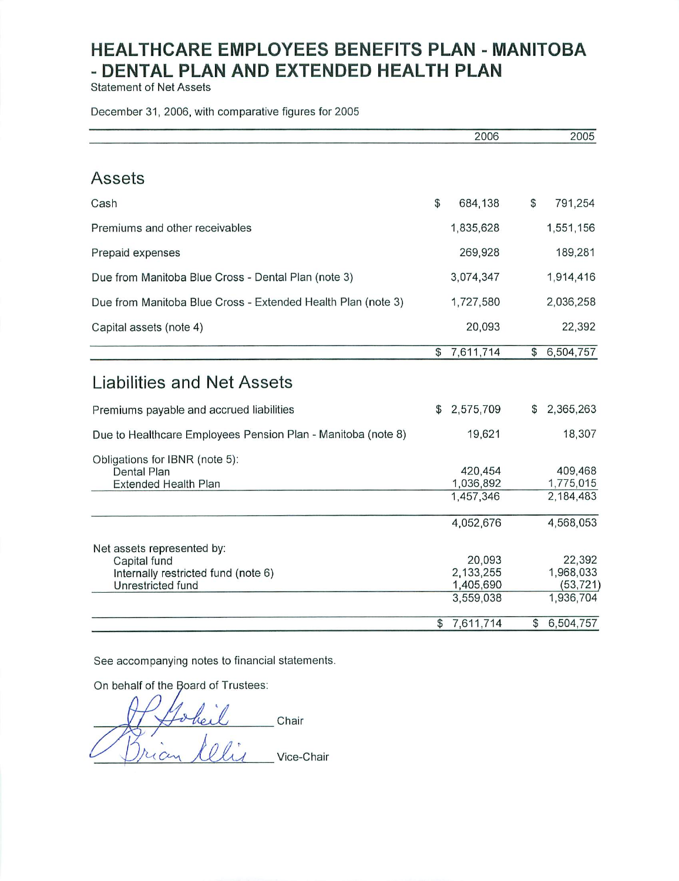# HEALTHCARE EMPLOYEES BENEFITS PLAN - MANITOBA - DENTAL PLAN AND EXTENDED HEALTH PLAN

Statement of Net Assets

December 31, 2006, with comparative figures for 2005

| | 2006 | 2005 |
|---|---|---|
| **Assets** | | |
| Cash | $ 684,138 | $ 791,254 |
| Premiums and other receivables | 1,835,628 | 1,551,156 |
| Prepaid expenses | 269,928 | 189,281 |
| Due from Manitoba Blue Cross - Dental Plan (note 3) | 3,074,347 | 1,914,416 |
| Due from Manitoba Blue Cross - Extended Health Plan (note 3) | 1,727,580 | 2,036,258 |
| Capital assets (note 4) | 20,093 | 22,392 |
| | $ 7,611,714 | $ 6,504,757 |
| **Liabilities and Net Assets** | | |
| Premiums payable and accrued liabilities | $ 2,575,709 | $ 2,365,263 |
| Due to Healthcare Employees Pension Plan - Manitoba (note 8) | 19,621 | 18,307 |
| Obligations for IBNR (note 5): | | |
| Dental Plan | 420,454 | 409,468 |
| Extended Health Plan | 1,036,892 | 1,775,015 |
| | 1,457,346 | 2,184,483 |
| | 4,052,676 | 4,568,053 |
| Net assets represented by: | | |
| Capital fund | 20,093 | 22,392 |
| Internally restricted fund (note 6) | 2,133,255 | 1,968,033 |
| Unrestricted fund | 1,405,690 | (53,721) |
| | 3,559,038 | 1,936,704 |
| | $ 7,611,714 | $ 6,504,757 |

See accompanying notes to financial statements.

On behalf of the Board of Trustees:

_______________ Chair

_______________ Vice-Chair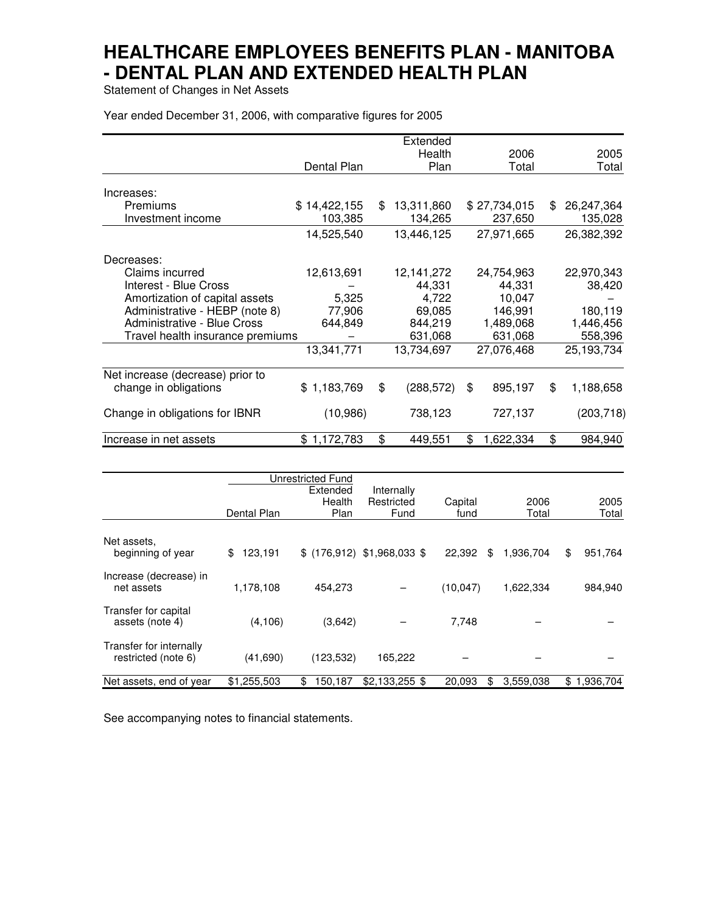# HEALTHCARE EMPLOYEES BENEFITS PLAN - MANITOBA - DENTAL PLAN AND EXTENDED HEALTH PLAN

Statement of Changes in Net Assets

Year ended December 31, 2006, with comparative figures for 2005

| | Dental Plan | Extended Health Plan | 2006 Total | 2005 Total |
|---|---|---|---|---|
| Increases: | | | | |
| Premiums | $ 14,422,155 | $ 13,311,860 | $ 27,734,015 | $ 26,247,364 |
| Investment income | 103,385 | 134,265 | 237,650 | 135,028 |
| | 14,525,540 | 13,446,125 | 27,971,665 | 26,382,392 |
| Decreases: | | | | |
| Claims incurred | 12,613,691 | 12,141,272 | 24,754,963 | 22,970,343 |
| Interest - Blue Cross | – | 44,331 | 44,331 | 38,420 |
| Amortization of capital assets | 5,325 | 4,722 | 10,047 | – |
| Administrative - HEBP (note 8) | 77,906 | 69,085 | 146,991 | 180,119 |
| Administrative - Blue Cross | 644,849 | 844,219 | 1,489,068 | 1,446,456 |
| Travel health insurance premiums | – | 631,068 | 631,068 | 558,396 |
| | 13,341,771 | 13,734,697 | 27,076,468 | 25,193,734 |
| Net increase (decrease) prior to change in obligations | $ 1,183,769 | $ (288,572) | $ 895,197 | $ 1,188,658 |
| Change in obligations for IBNR | (10,986) | 738,123 | 727,137 | (203,718) |
| Increase in net assets | $ 1,172,783 | $ 449,551 | $ 1,622,334 | $ 984,940 |

| | Unrestricted Fund | | | | | |
|---|---|---|---|---|---|---|
| | Dental Plan | Extended Health Plan | Internally Restricted Fund | Capital fund | 2006 Total | 2005 Total |
| Net assets, beginning of year | $ 123,191 | $ (176,912) | $1,968,033 | $ 22,392 | $ 1,936,704 | $ 951,764 |
| Increase (decrease) in net assets | 1,178,108 | 454,273 | – | (10,047) | 1,622,334 | 984,940 |
| Transfer for capital assets (note 4) | (4,106) | (3,642) | – | 7,748 | – | – |
| Transfer for internally restricted (note 6) | (41,690) | (123,532) | 165,222 | – | – | – |
| Net assets, end of year | $1,255,503 | $ 150,187 | $2,133,255 | $ 20,093 | $ 3,559,038 | $ 1,936,704 |

See accompanying notes to financial statements.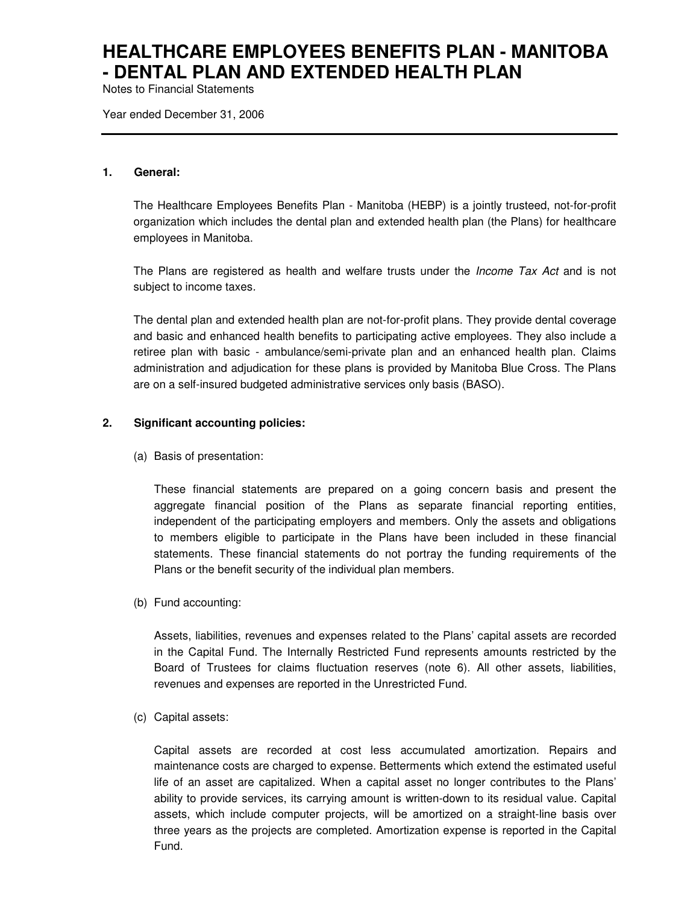# HEALTHCARE EMPLOYEES BENEFITS PLAN - MANITOBA - DENTAL PLAN AND EXTENDED HEALTH PLAN

Notes to Financial Statements

Year ended December 31, 2006

---

**1. General:**

The Healthcare Employees Benefits Plan - Manitoba (HEBP) is a jointly trusteed, not-for-profit organization which includes the dental plan and extended health plan (the Plans) for healthcare employees in Manitoba.

The Plans are registered as health and welfare trusts under the *Income Tax Act* and is not subject to income taxes.

The dental plan and extended health plan are not-for-profit plans. They provide dental coverage and basic and enhanced health benefits to participating active employees. They also include a retiree plan with basic - ambulance/semi-private plan and an enhanced health plan. Claims administration and adjudication for these plans is provided by Manitoba Blue Cross. The Plans are on a self-insured budgeted administrative services only basis (BASO).

**2. Significant accounting policies:**

(a) Basis of presentation:

These financial statements are prepared on a going concern basis and present the aggregate financial position of the Plans as separate financial reporting entities, independent of the participating employers and members. Only the assets and obligations to members eligible to participate in the Plans have been included in these financial statements. These financial statements do not portray the funding requirements of the Plans or the benefit security of the individual plan members.

(b) Fund accounting:

Assets, liabilities, revenues and expenses related to the Plans' capital assets are recorded in the Capital Fund. The Internally Restricted Fund represents amounts restricted by the Board of Trustees for claims fluctuation reserves (note 6). All other assets, liabilities, revenues and expenses are reported in the Unrestricted Fund.

(c) Capital assets:

Capital assets are recorded at cost less accumulated amortization. Repairs and maintenance costs are charged to expense. Betterments which extend the estimated useful life of an asset are capitalized. When a capital asset no longer contributes to the Plans' ability to provide services, its carrying amount is written-down to its residual value. Capital assets, which include computer projects, will be amortized on a straight-line basis over three years as the projects are completed. Amortization expense is reported in the Capital Fund.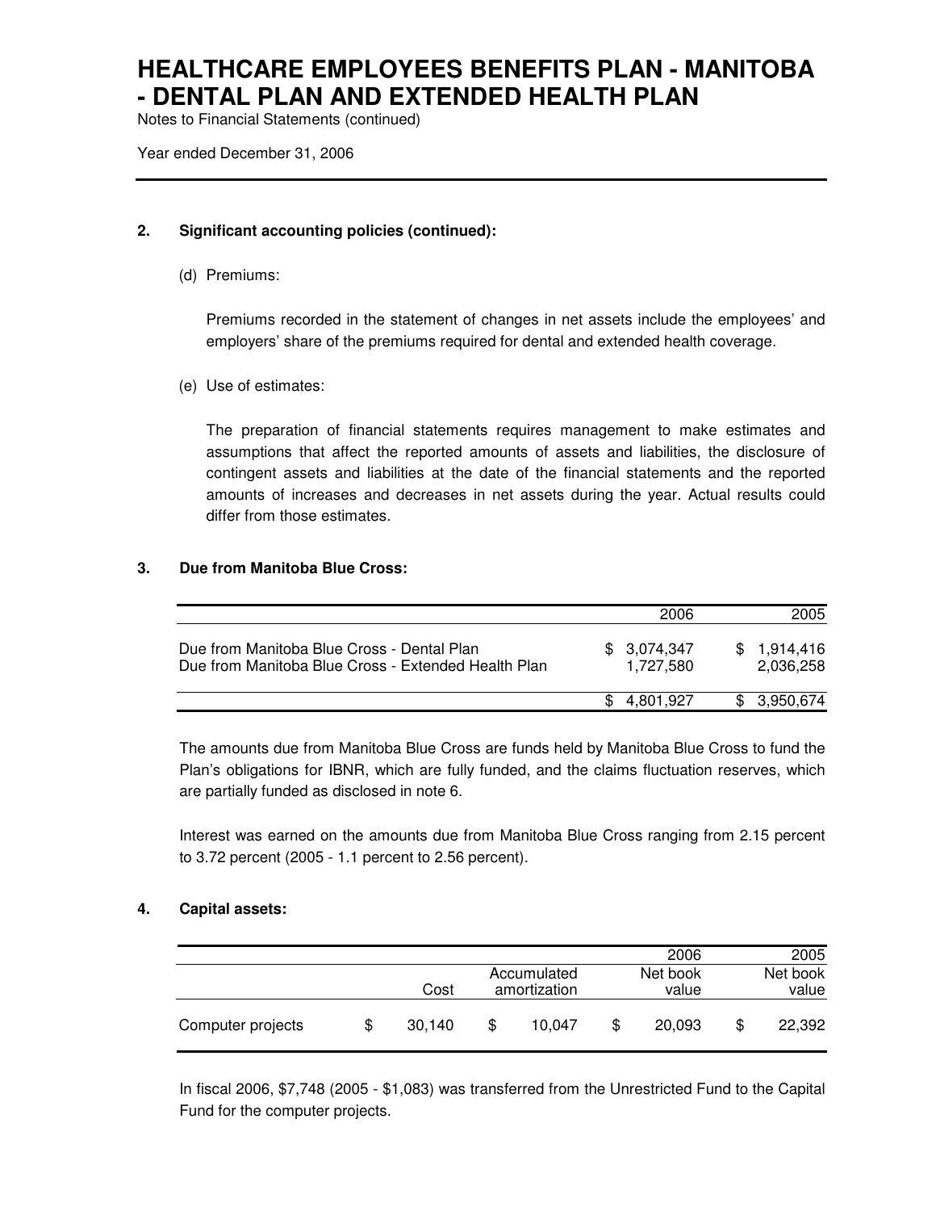# HEALTHCARE EMPLOYEES BENEFITS PLAN - MANITOBA - DENTAL PLAN AND EXTENDED HEALTH PLAN

Notes to Financial Statements (continued)

Year ended December 31, 2006

**2. Significant accounting policies (continued):**

(d) Premiums:

Premiums recorded in the statement of changes in net assets include the employees' and employers' share of the premiums required for dental and extended health coverage.

(e) Use of estimates:

The preparation of financial statements requires management to make estimates and assumptions that affect the reported amounts of assets and liabilities, the disclosure of contingent assets and liabilities at the date of the financial statements and the reported amounts of increases and decreases in net assets during the year. Actual results could differ from those estimates.

**3. Due from Manitoba Blue Cross:**

| | 2006 | 2005 |
|---|---|---|
| Due from Manitoba Blue Cross - Dental Plan | $ 3,074,347 | $ 1,914,416 |
| Due from Manitoba Blue Cross - Extended Health Plan | 1,727,580 | 2,036,258 |
| | $ 4,801,927 | $ 3,950,674 |

The amounts due from Manitoba Blue Cross are funds held by Manitoba Blue Cross to fund the Plan's obligations for IBNR, which are fully funded, and the claims fluctuation reserves, which are partially funded as disclosed in note 6.

Interest was earned on the amounts due from Manitoba Blue Cross ranging from 2.15 percent to 3.72 percent (2005 - 1.1 percent to 2.56 percent).

**4. Capital assets:**

| | Cost | Accumulated amortization | 2006 Net book value | 2005 Net book value |
|---|---|---|---|---|
| Computer projects | $ 30,140 | $ 10,047 | $ 20,093 | $ 22,392 |

In fiscal 2006, $7,748 (2005 - $1,083) was transferred from the Unrestricted Fund to the Capital Fund for the computer projects.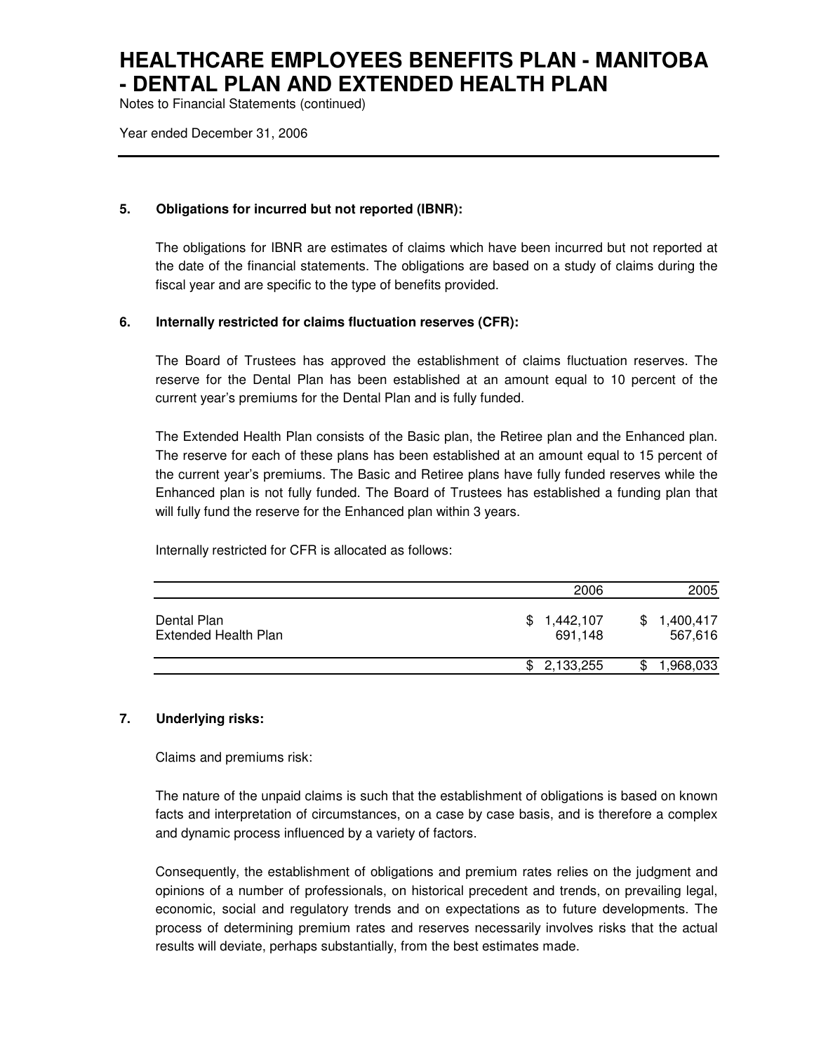## 5. Obligations for incurred but not reported (IBNR):

The obligations for IBNR are estimates of claims which have been incurred but not reported at the date of the financial statements. The obligations are based on a study of claims during the fiscal year and are specific to the type of benefits provided.

## 6. Internally restricted for claims fluctuation reserves (CFR):

The Board of Trustees has approved the establishment of claims fluctuation reserves. The reserve for the Dental Plan has been established at an amount equal to 10 percent of the current year's premiums for the Dental Plan and is fully funded.

The Extended Health Plan consists of the Basic plan, the Retiree plan and the Enhanced plan. The reserve for each of these plans has been established at an amount equal to 15 percent of the current year's premiums. The Basic and Retiree plans have fully funded reserves while the Enhanced plan is not fully funded. The Board of Trustees has established a funding plan that will fully fund the reserve for the Enhanced plan within 3 years.

Internally restricted for CFR is allocated as follows:

| | 2006 | 2005 |
|---|---|---|
| Dental Plan | $ 1,442,107 | $ 1,400,417 |
| Extended Health Plan | 691,148 | 567,616 |
| | $ 2,133,255 | $ 1,968,033 |

## 7. Underlying risks:

Claims and premiums risk:

The nature of the unpaid claims is such that the establishment of obligations is based on known facts and interpretation of circumstances, on a case by case basis, and is therefore a complex and dynamic process influenced by a variety of factors.

Consequently, the establishment of obligations and premium rates relies on the judgment and opinions of a number of professionals, on historical precedent and trends, on prevailing legal, economic, social and regulatory trends and on expectations as to future developments. The process of determining premium rates and reserves necessarily involves risks that the actual results will deviate, perhaps substantially, from the best estimates made.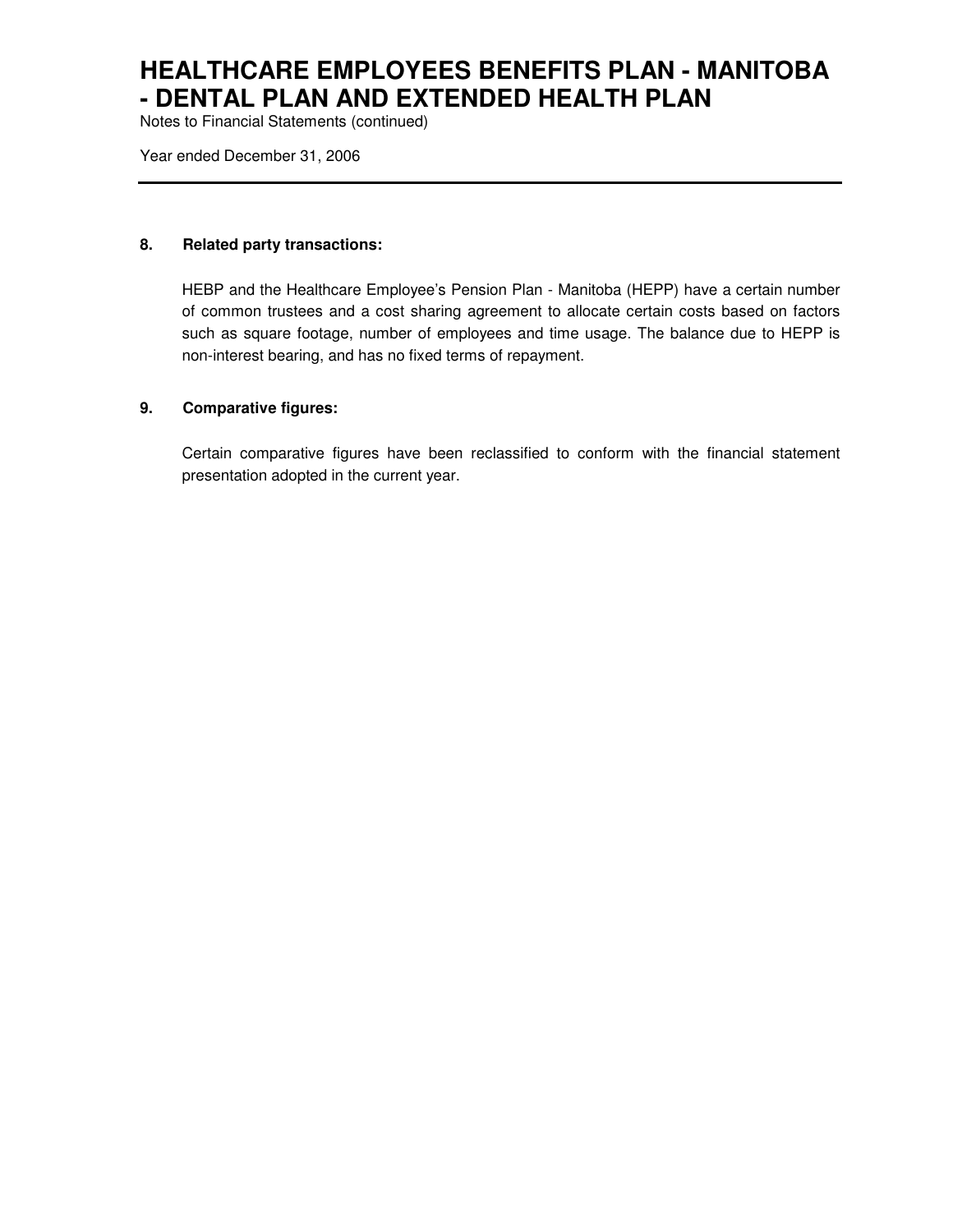### 8. Related party transactions:

HEBP and the Healthcare Employee's Pension Plan - Manitoba (HEPP) have a certain number of common trustees and a cost sharing agreement to allocate certain costs based on factors such as square footage, number of employees and time usage. The balance due to HEPP is non-interest bearing, and has no fixed terms of repayment.

### 9. Comparative figures:

Certain comparative figures have been reclassified to conform with the financial statement presentation adopted in the current year.